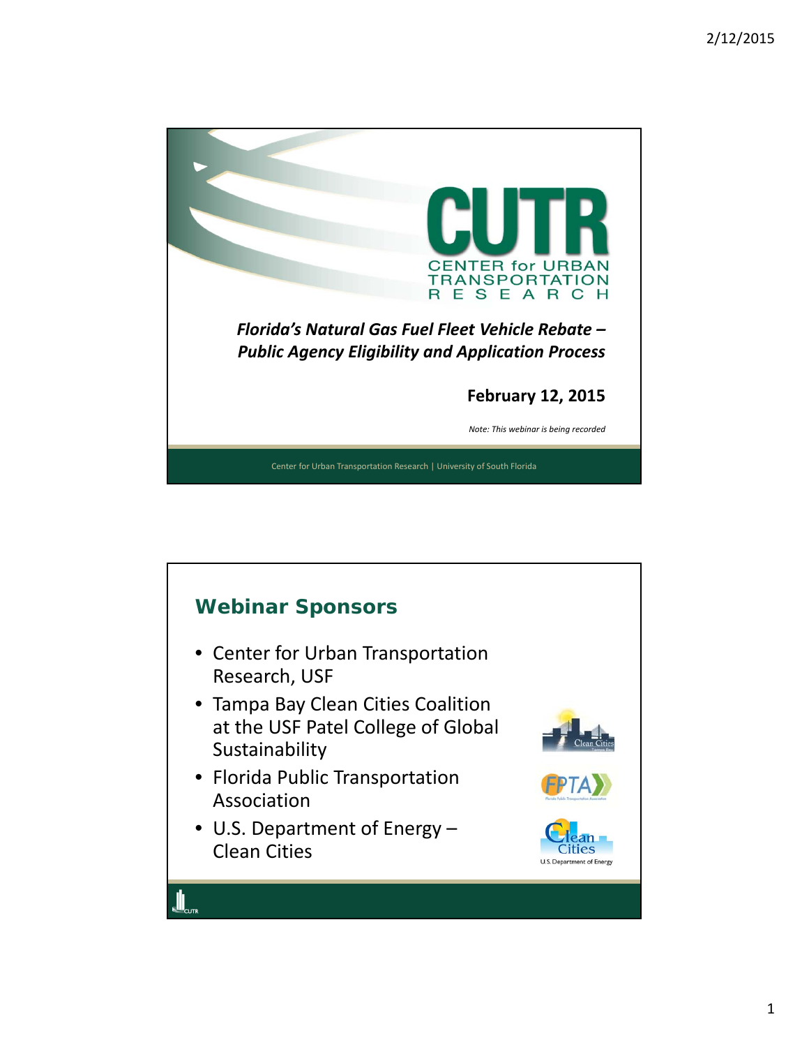# CUTR

CENTER for URBAN TRANSPORTATION RESEARCH

***Florida's Natural Gas Fuel Fleet Vehicle Rebate – Public Agency Eligibility and Application Process***

**February 12, 2015**

*Note: This webinar is being recorded*

Center for Urban Transportation Research | University of South Florida

## Webinar Sponsors

- Center for Urban Transportation Research, USF
- Tampa Bay Clean Cities Coalition at the USF Patel College of Global Sustainability
- Florida Public Transportation Association
- U.S. Department of Energy – Clean Cities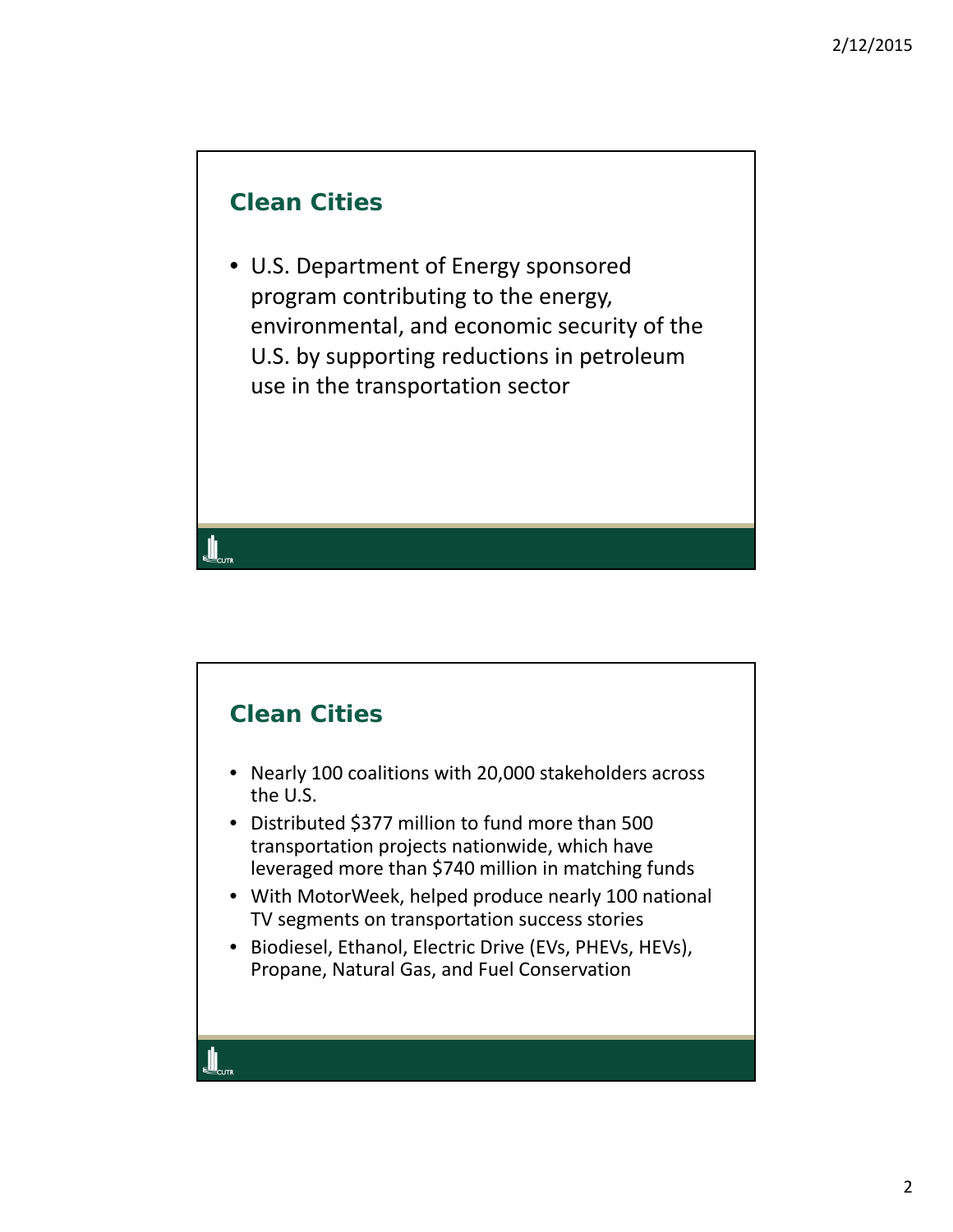## Clean Cities

- U.S. Department of Energy sponsored program contributing to the energy, environmental, and economic security of the U.S. by supporting reductions in petroleum use in the transportation sector

## Clean Cities

- Nearly 100 coalitions with 20,000 stakeholders across the U.S.
- Distributed $377 million to fund more than 500 transportation projects nationwide, which have leveraged more than $740 million in matching funds
- With MotorWeek, helped produce nearly 100 national TV segments on transportation success stories
- Biodiesel, Ethanol, Electric Drive (EVs, PHEVs, HEVs), Propane, Natural Gas, and Fuel Conservation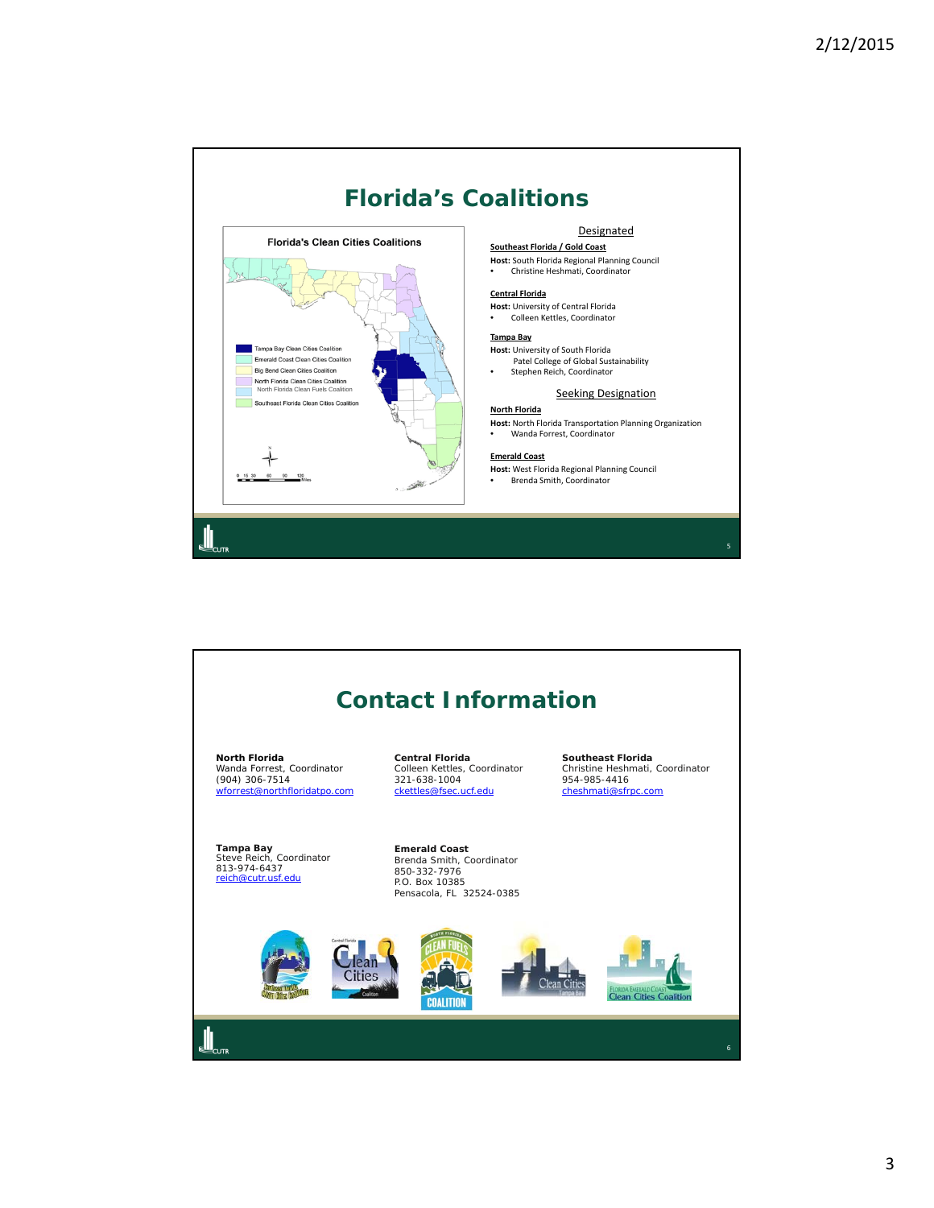# Florida's Coalitions

Florida's Clean Cities Coalitions

- Tampa Bay Clean Cities Coalition
- Emerald Coast Clean Cities Coalition
- Big Bend Clean Cities Coalition
- North Florida Clean Cities Coalition
- North Florida Clean Fuels Coalition
- Southeast Florida Clean Cities Coalition

0 15 30 60 90 120 Miles

Designated

**Southeast Florida / Gold Coast**

**Host:** South Florida Regional Planning Council

- Christine Heshmati, Coordinator

**Central Florida**

**Host:** University of Central Florida

- Colleen Kettles, Coordinator

**Tampa Bay**

**Host:** University of South Florida
Patel College of Global Sustainability

- Stephen Reich, Coordinator

Seeking Designation

**North Florida**

**Host:** North Florida Transportation Planning Organization

- Wanda Forrest, Coordinator

**Emerald Coast**

**Host:** West Florida Regional Planning Council

- Brenda Smith, Coordinator

# Contact Information

**North Florida**
Wanda Forrest, Coordinator
(904) 306-7514
wforrest@northfloridatpo.com

**Central Florida**
Colleen Kettles, Coordinator
321-638-1004
ckettles@fsec.ucf.edu

**Southeast Florida**
Christine Heshmati, Coordinator
954-985-4416
cheshmati@sfrpc.com

**Tampa Bay**
Steve Reich, Coordinator
813-974-6437
reich@cutr.usf.edu

**Emerald Coast**
Brenda Smith, Coordinator
850-332-7976
P.O. Box 10385
Pensacola, FL 32524-0385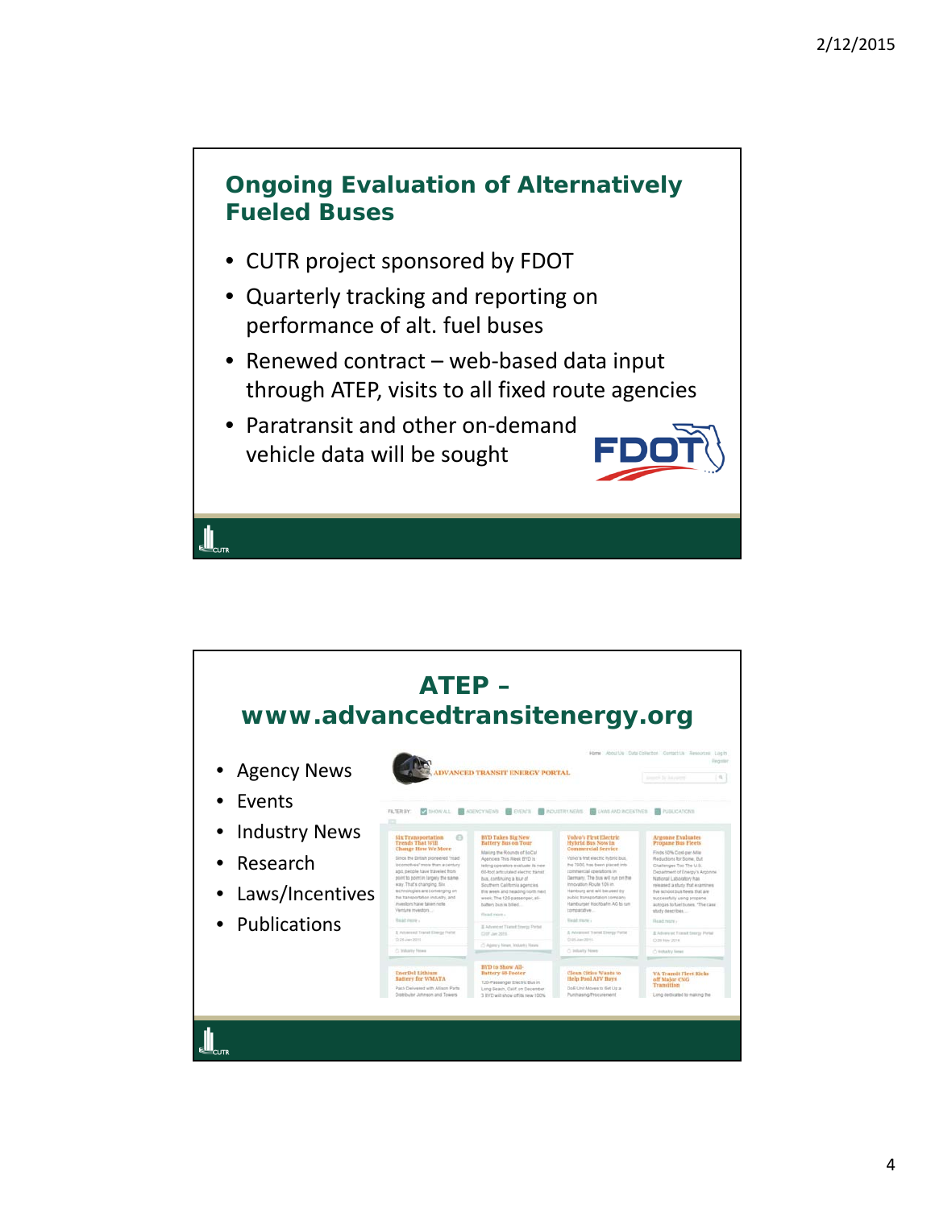## Ongoing Evaluation of Alternatively Fueled Buses

- CUTR project sponsored by FDOT
- Quarterly tracking and reporting on performance of alt. fuel buses
- Renewed contract – web-based data input through ATEP, visits to all fixed route agencies
- Paratransit and other on-demand vehicle data will be sought

## ATEP – www.advancedtransitenergy.org

- Agency News
- Events
- Industry News
- Research
- Laws/Incentives
- Publications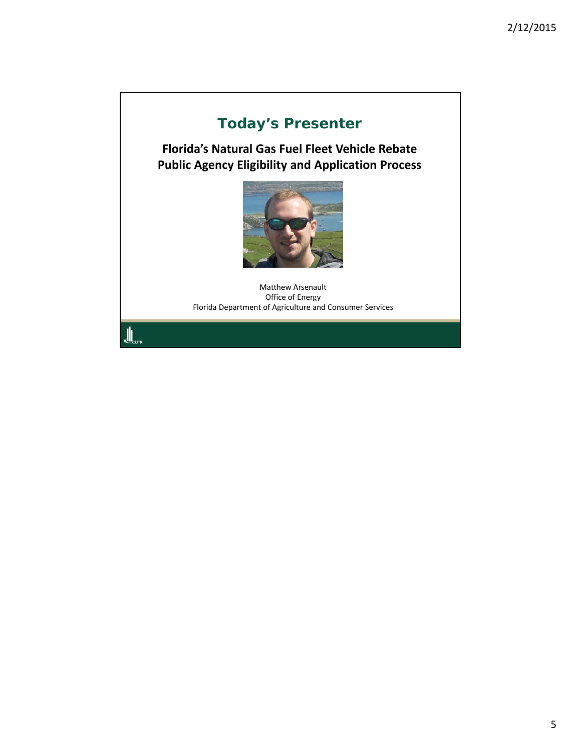# Today's Presenter

**Florida's Natural Gas Fuel Fleet Vehicle Rebate Public Agency Eligibility and Application Process**

Matthew Arsenault
Office of Energy
Florida Department of Agriculture and Consumer Services